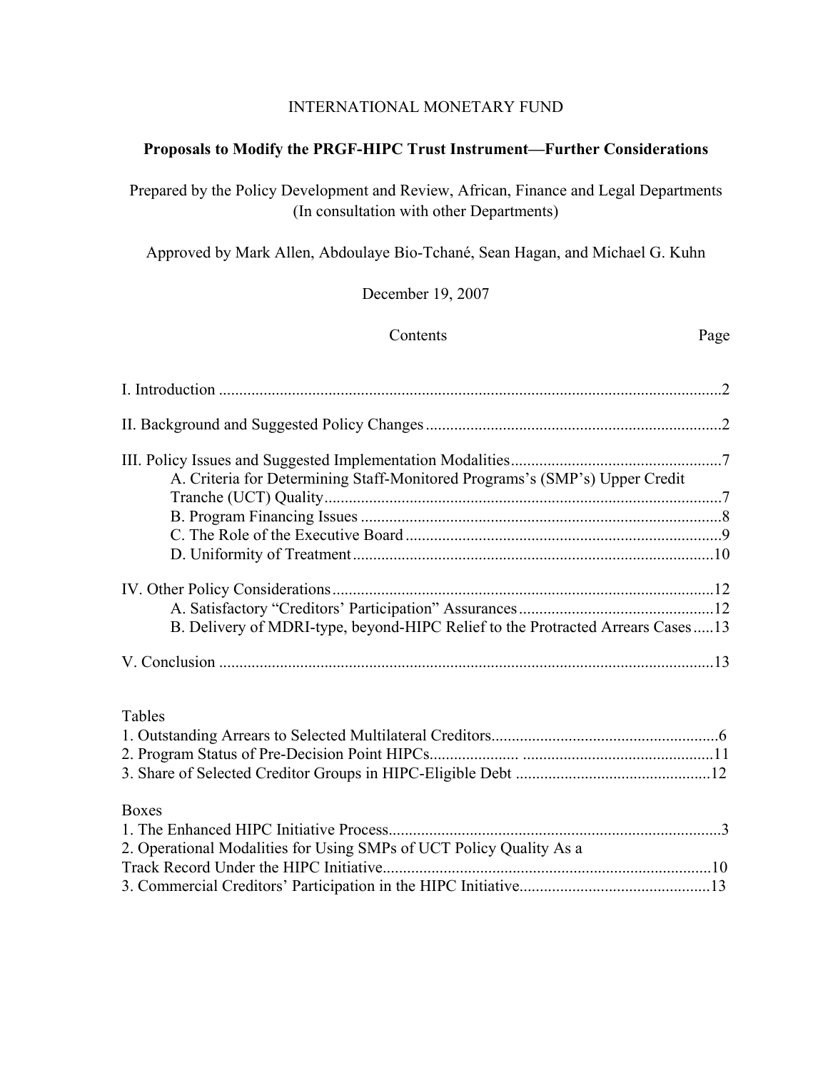INTERNATIONAL MONETARY FUND

# Proposals to Modify the PRGF-HIPC Trust Instrument—Further Considerations

Prepared by the Policy Development and Review, African, Finance and Legal Departments
(In consultation with other Departments)

Approved by Mark Allen, Abdoulaye Bio-Tchané, Sean Hagan, and Michael G. Kuhn

December 19, 2007

| Contents | Page |
|---|---|
| I. Introduction | 2 |
| II. Background and Suggested Policy Changes | 2 |
| III. Policy Issues and Suggested Implementation Modalities | 7 |
| A. Criteria for Determining Staff-Monitored Programs's (SMP's) Upper Credit Tranche (UCT) Quality | 7 |
| B. Program Financing Issues | 8 |
| C. The Role of the Executive Board | 9 |
| D. Uniformity of Treatment | 10 |
| IV. Other Policy Considerations | 12 |
| A. Satisfactory "Creditors' Participation" Assurances | 12 |
| B. Delivery of MDRI-type, beyond-HIPC Relief to the Protracted Arrears Cases | 13 |
| V. Conclusion | 13 |

Tables

| | |
|---|---|
| 1. Outstanding Arrears to Selected Multilateral Creditors | 6 |
| 2. Program Status of Pre-Decision Point HIPCs | 11 |
| 3. Share of Selected Creditor Groups in HIPC-Eligible Debt | 12 |

Boxes

| | |
|---|---|
| 1. The Enhanced HIPC Initiative Process | 3 |
| 2. Operational Modalities for Using SMPs of UCT Policy Quality As a Track Record Under the HIPC Initiative | 10 |
| 3. Commercial Creditors' Participation in the HIPC Initiative | 13 |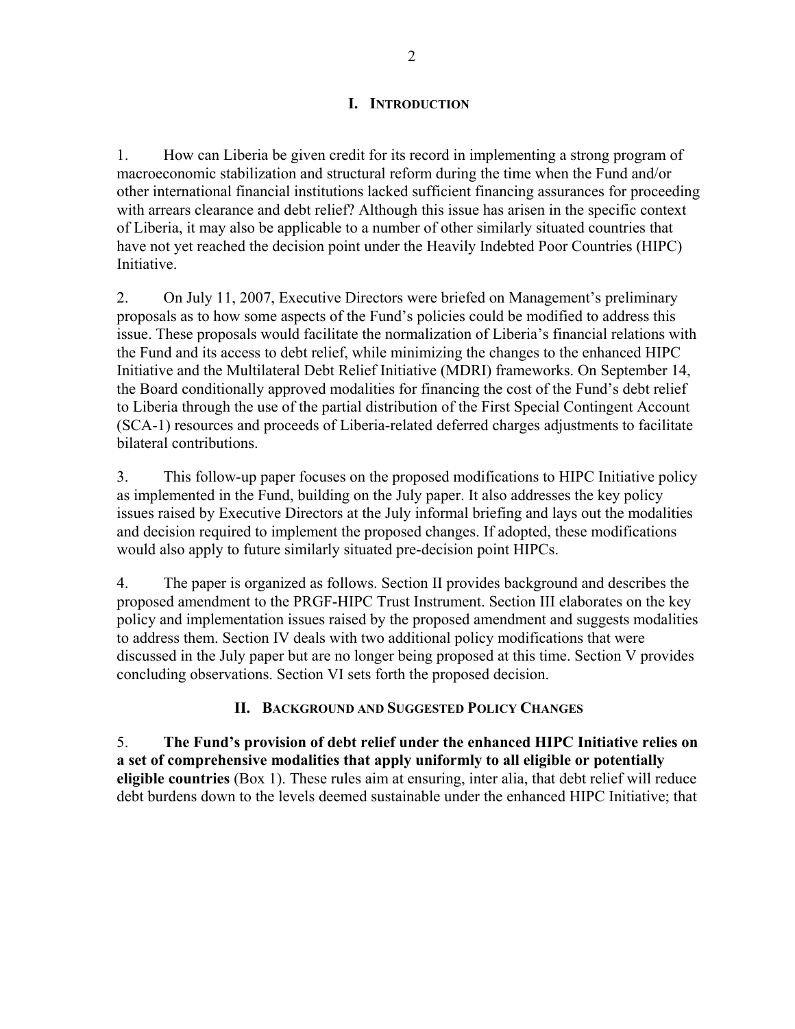## I. INTRODUCTION

1. How can Liberia be given credit for its record in implementing a strong program of macroeconomic stabilization and structural reform during the time when the Fund and/or other international financial institutions lacked sufficient financing assurances for proceeding with arrears clearance and debt relief? Although this issue has arisen in the specific context of Liberia, it may also be applicable to a number of other similarly situated countries that have not yet reached the decision point under the Heavily Indebted Poor Countries (HIPC) Initiative.

2. On July 11, 2007, Executive Directors were briefed on Management's preliminary proposals as to how some aspects of the Fund's policies could be modified to address this issue. These proposals would facilitate the normalization of Liberia's financial relations with the Fund and its access to debt relief, while minimizing the changes to the enhanced HIPC Initiative and the Multilateral Debt Relief Initiative (MDRI) frameworks. On September 14, the Board conditionally approved modalities for financing the cost of the Fund's debt relief to Liberia through the use of the partial distribution of the First Special Contingent Account (SCA-1) resources and proceeds of Liberia-related deferred charges adjustments to facilitate bilateral contributions.

3. This follow-up paper focuses on the proposed modifications to HIPC Initiative policy as implemented in the Fund, building on the July paper. It also addresses the key policy issues raised by Executive Directors at the July informal briefing and lays out the modalities and decision required to implement the proposed changes. If adopted, these modifications would also apply to future similarly situated pre-decision point HIPCs.

4. The paper is organized as follows. Section II provides background and describes the proposed amendment to the PRGF-HIPC Trust Instrument. Section III elaborates on the key policy and implementation issues raised by the proposed amendment and suggests modalities to address them. Section IV deals with two additional policy modifications that were discussed in the July paper but are no longer being proposed at this time. Section V provides concluding observations. Section VI sets forth the proposed decision.

## II. BACKGROUND AND SUGGESTED POLICY CHANGES

5. **The Fund's provision of debt relief under the enhanced HIPC Initiative relies on a set of comprehensive modalities that apply uniformly to all eligible or potentially eligible countries** (Box 1). These rules aim at ensuring, inter alia, that debt relief will reduce debt burdens down to the levels deemed sustainable under the enhanced HIPC Initiative; that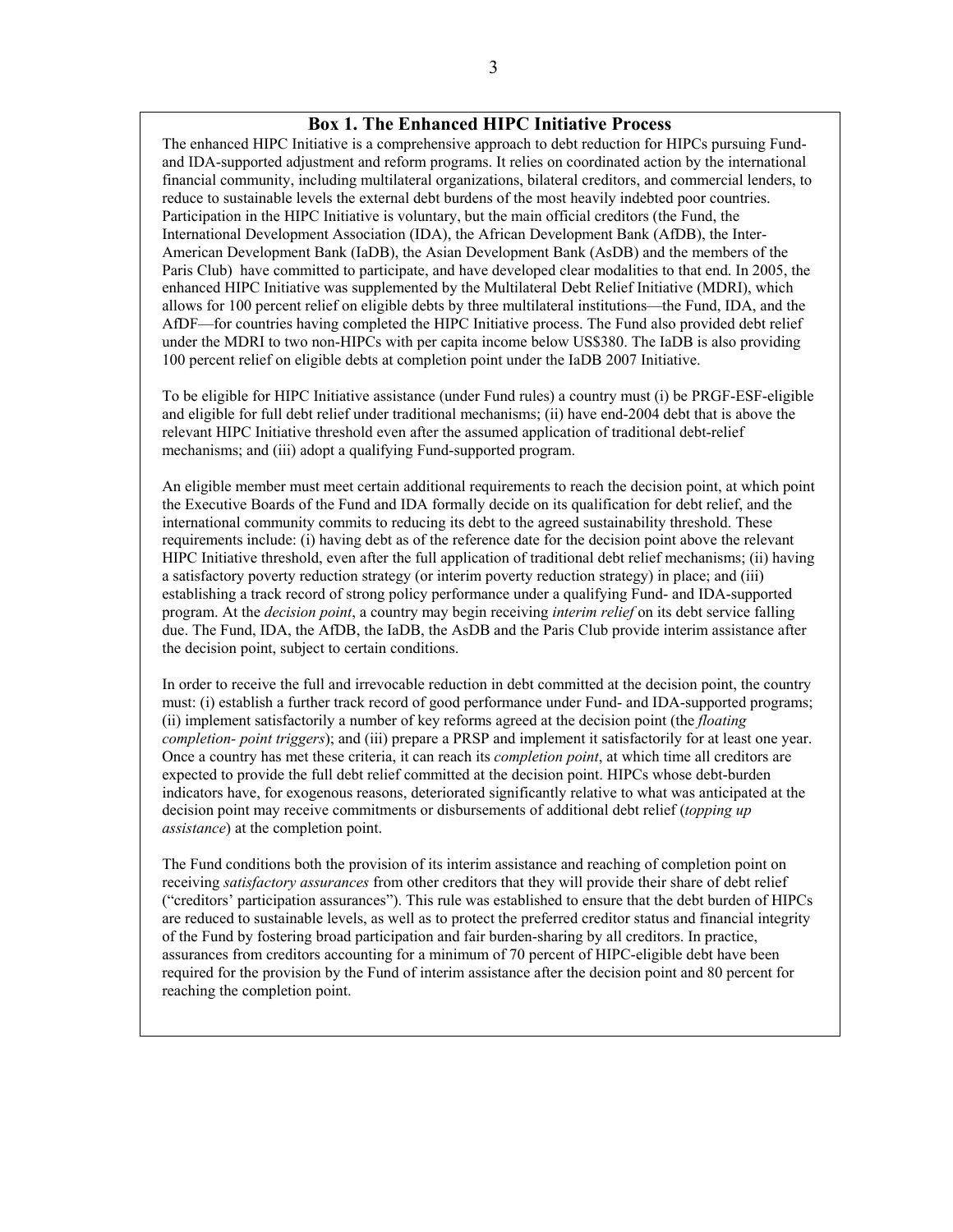## Box 1. The Enhanced HIPC Initiative Process

The enhanced HIPC Initiative is a comprehensive approach to debt reduction for HIPCs pursuing Fund- and IDA-supported adjustment and reform programs. It relies on coordinated action by the international financial community, including multilateral organizations, bilateral creditors, and commercial lenders, to reduce to sustainable levels the external debt burdens of the most heavily indebted poor countries. Participation in the HIPC Initiative is voluntary, but the main official creditors (the Fund, the International Development Association (IDA), the African Development Bank (AfDB), the Inter-American Development Bank (IaDB), the Asian Development Bank (AsDB) and the members of the Paris Club) have committed to participate, and have developed clear modalities to that end. In 2005, the enhanced HIPC Initiative was supplemented by the Multilateral Debt Relief Initiative (MDRI), which allows for 100 percent relief on eligible debts by three multilateral institutions—the Fund, IDA, and the AfDF—for countries having completed the HIPC Initiative process. The Fund also provided debt relief under the MDRI to two non-HIPCs with per capita income below US$380. The IaDB is also providing 100 percent relief on eligible debts at completion point under the IaDB 2007 Initiative.

To be eligible for HIPC Initiative assistance (under Fund rules) a country must (i) be PRGF-ESF-eligible and eligible for full debt relief under traditional mechanisms; (ii) have end-2004 debt that is above the relevant HIPC Initiative threshold even after the assumed application of traditional debt-relief mechanisms; and (iii) adopt a qualifying Fund-supported program.

An eligible member must meet certain additional requirements to reach the decision point, at which point the Executive Boards of the Fund and IDA formally decide on its qualification for debt relief, and the international community commits to reducing its debt to the agreed sustainability threshold. These requirements include: (i) having debt as of the reference date for the decision point above the relevant HIPC Initiative threshold, even after the full application of traditional debt relief mechanisms; (ii) having a satisfactory poverty reduction strategy (or interim poverty reduction strategy) in place; and (iii) establishing a track record of strong policy performance under a qualifying Fund- and IDA-supported program. At the *decision point*, a country may begin receiving *interim relief* on its debt service falling due. The Fund, IDA, the AfDB, the IaDB, the AsDB and the Paris Club provide interim assistance after the decision point, subject to certain conditions.

In order to receive the full and irrevocable reduction in debt committed at the decision point, the country must: (i) establish a further track record of good performance under Fund- and IDA-supported programs; (ii) implement satisfactorily a number of key reforms agreed at the decision point (the *floating completion- point triggers*); and (iii) prepare a PRSP and implement it satisfactorily for at least one year. Once a country has met these criteria, it can reach its *completion point*, at which time all creditors are expected to provide the full debt relief committed at the decision point. HIPCs whose debt-burden indicators have, for exogenous reasons, deteriorated significantly relative to what was anticipated at the decision point may receive commitments or disbursements of additional debt relief (*topping up assistance*) at the completion point.

The Fund conditions both the provision of its interim assistance and reaching of completion point on receiving *satisfactory assurances* from other creditors that they will provide their share of debt relief ("creditors' participation assurances"). This rule was established to ensure that the debt burden of HIPCs are reduced to sustainable levels, as well as to protect the preferred creditor status and financial integrity of the Fund by fostering broad participation and fair burden-sharing by all creditors. In practice, assurances from creditors accounting for a minimum of 70 percent of HIPC-eligible debt have been required for the provision by the Fund of interim assistance after the decision point and 80 percent for reaching the completion point.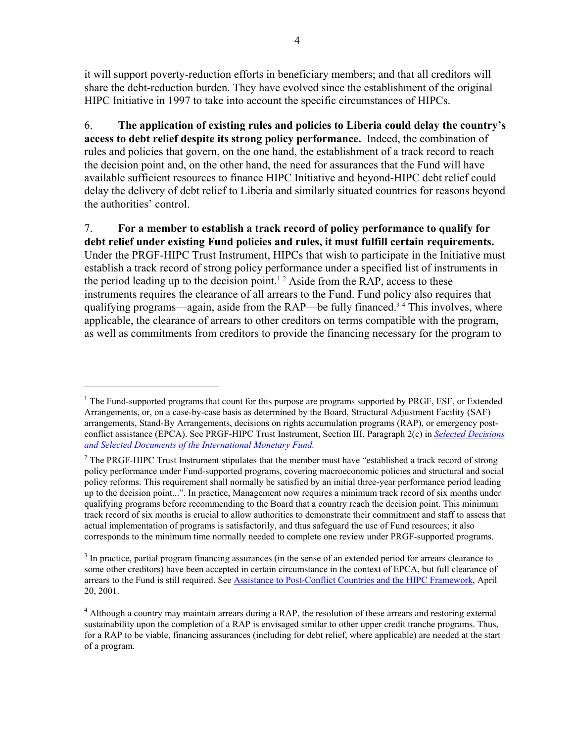it will support poverty-reduction efforts in beneficiary members; and that all creditors will share the debt-reduction burden. They have evolved since the establishment of the original HIPC Initiative in 1997 to take into account the specific circumstances of HIPCs.

6. **The application of existing rules and policies to Liberia could delay the country's access to debt relief despite its strong policy performance.** Indeed, the combination of rules and policies that govern, on the one hand, the establishment of a track record to reach the decision point and, on the other hand, the need for assurances that the Fund will have available sufficient resources to finance HIPC Initiative and beyond-HIPC debt relief could delay the delivery of debt relief to Liberia and similarly situated countries for reasons beyond the authorities' control.

7. **For a member to establish a track record of policy performance to qualify for debt relief under existing Fund policies and rules, it must fulfill certain requirements.** Under the PRGF-HIPC Trust Instrument, HIPCs that wish to participate in the Initiative must establish a track record of strong policy performance under a specified list of instruments in the period leading up to the decision point.[1] [2] Aside from the RAP, access to these instruments requires the clearance of all arrears to the Fund. Fund policy also requires that qualifying programs—again, aside from the RAP—be fully financed.[3] [4] This involves, where applicable, the clearance of arrears to other creditors on terms compatible with the program, as well as commitments from creditors to provide the financing necessary for the program to

---

[1] The Fund-supported programs that count for this purpose are programs supported by PRGF, ESF, or Extended Arrangements, or, on a case-by-case basis as determined by the Board, Structural Adjustment Facility (SAF) arrangements, Stand-By Arrangements, decisions on rights accumulation programs (RAP), or emergency post-conflict assistance (EPCA). See PRGF-HIPC Trust Instrument, Section III, Paragraph 2(c) in *Selected Decisions and Selected Documents of the International Monetary Fund.*

[2] The PRGF-HIPC Trust Instrument stipulates that the member must have "established a track record of strong policy performance under Fund-supported programs, covering macroeconomic policies and structural and social policy reforms. This requirement shall normally be satisfied by an initial three-year performance period leading up to the decision point...". In practice, Management now requires a minimum track record of six months under qualifying programs before recommending to the Board that a country reach the decision point. This minimum track record of six months is crucial to allow authorities to demonstrate their commitment and staff to assess that actual implementation of programs is satisfactorily, and thus safeguard the use of Fund resources; it also corresponds to the minimum time normally needed to complete one review under PRGF-supported programs.

[3] In practice, partial program financing assurances (in the sense of an extended period for arrears clearance to some other creditors) have been accepted in certain circumstance in the context of EPCA, but full clearance of arrears to the Fund is still required. See Assistance to Post-Conflict Countries and the HIPC Framework, April 20, 2001.

[4] Although a country may maintain arrears during a RAP, the resolution of these arrears and restoring external sustainability upon the completion of a RAP is envisaged similar to other upper credit tranche programs. Thus, for a RAP to be viable, financing assurances (including for debt relief, where applicable) are needed at the start of a program.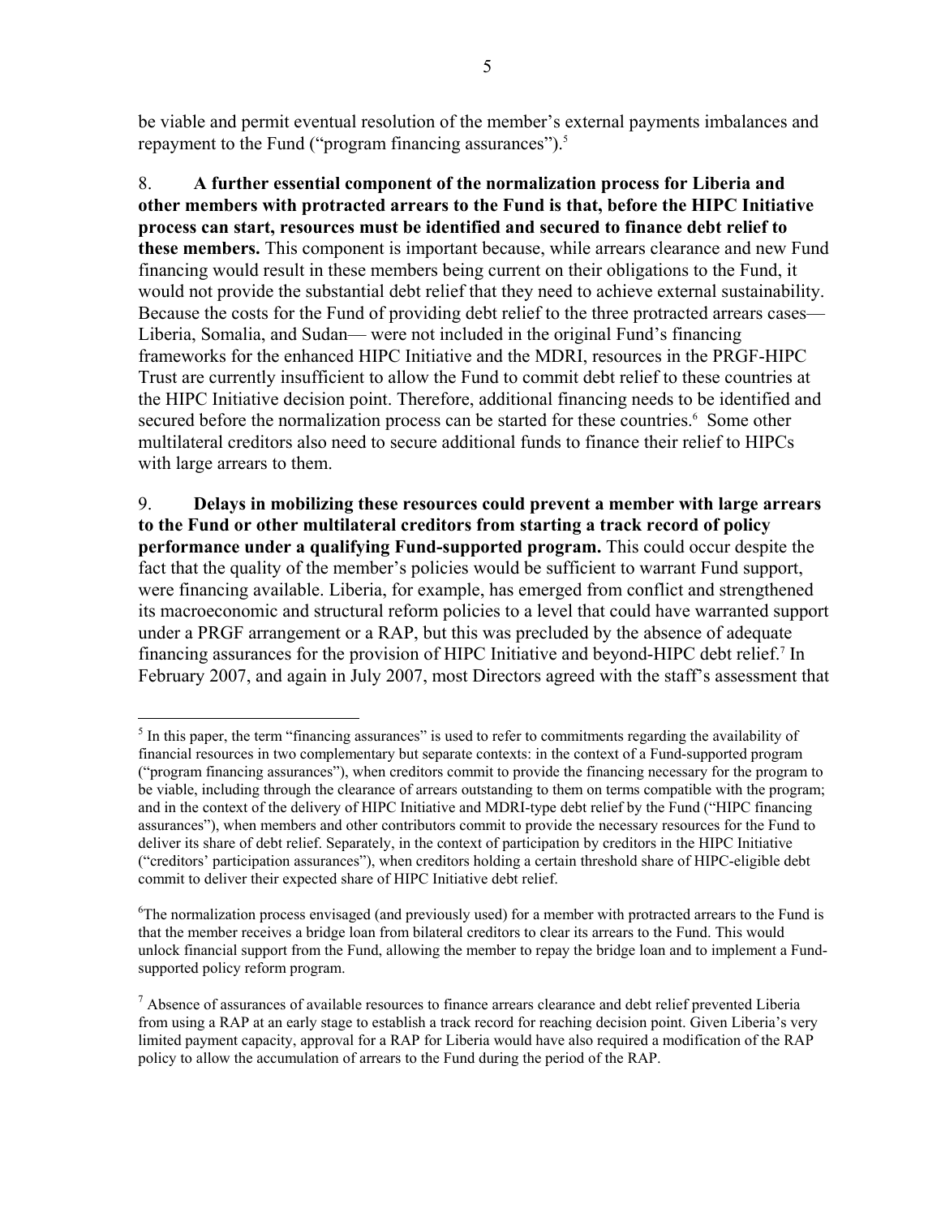be viable and permit eventual resolution of the member's external payments imbalances and repayment to the Fund ("program financing assurances").[5]

8. **A further essential component of the normalization process for Liberia and other members with protracted arrears to the Fund is that, before the HIPC Initiative process can start, resources must be identified and secured to finance debt relief to these members.** This component is important because, while arrears clearance and new Fund financing would result in these members being current on their obligations to the Fund, it would not provide the substantial debt relief that they need to achieve external sustainability. Because the costs for the Fund of providing debt relief to the three protracted arrears cases—Liberia, Somalia, and Sudan— were not included in the original Fund's financing frameworks for the enhanced HIPC Initiative and the MDRI, resources in the PRGF-HIPC Trust are currently insufficient to allow the Fund to commit debt relief to these countries at the HIPC Initiative decision point. Therefore, additional financing needs to be identified and secured before the normalization process can be started for these countries.[6] Some other multilateral creditors also need to secure additional funds to finance their relief to HIPCs with large arrears to them.

9. **Delays in mobilizing these resources could prevent a member with large arrears to the Fund or other multilateral creditors from starting a track record of policy performance under a qualifying Fund-supported program.** This could occur despite the fact that the quality of the member's policies would be sufficient to warrant Fund support, were financing available. Liberia, for example, has emerged from conflict and strengthened its macroeconomic and structural reform policies to a level that could have warranted support under a PRGF arrangement or a RAP, but this was precluded by the absence of adequate financing assurances for the provision of HIPC Initiative and beyond-HIPC debt relief.[7] In February 2007, and again in July 2007, most Directors agreed with the staff's assessment that

---

[5] In this paper, the term "financing assurances" is used to refer to commitments regarding the availability of financial resources in two complementary but separate contexts: in the context of a Fund-supported program ("program financing assurances"), when creditors commit to provide the financing necessary for the program to be viable, including through the clearance of arrears outstanding to them on terms compatible with the program; and in the context of the delivery of HIPC Initiative and MDRI-type debt relief by the Fund ("HIPC financing assurances"), when members and other contributors commit to provide the necessary resources for the Fund to deliver its share of debt relief. Separately, in the context of participation by creditors in the HIPC Initiative ("creditors' participation assurances"), when creditors holding a certain threshold share of HIPC-eligible debt commit to deliver their expected share of HIPC Initiative debt relief.

[6] The normalization process envisaged (and previously used) for a member with protracted arrears to the Fund is that the member receives a bridge loan from bilateral creditors to clear its arrears to the Fund. This would unlock financial support from the Fund, allowing the member to repay the bridge loan and to implement a Fund-supported policy reform program.

[7] Absence of assurances of available resources to finance arrears clearance and debt relief prevented Liberia from using a RAP at an early stage to establish a track record for reaching decision point. Given Liberia's very limited payment capacity, approval for a RAP for Liberia would have also required a modification of the RAP policy to allow the accumulation of arrears to the Fund during the period of the RAP.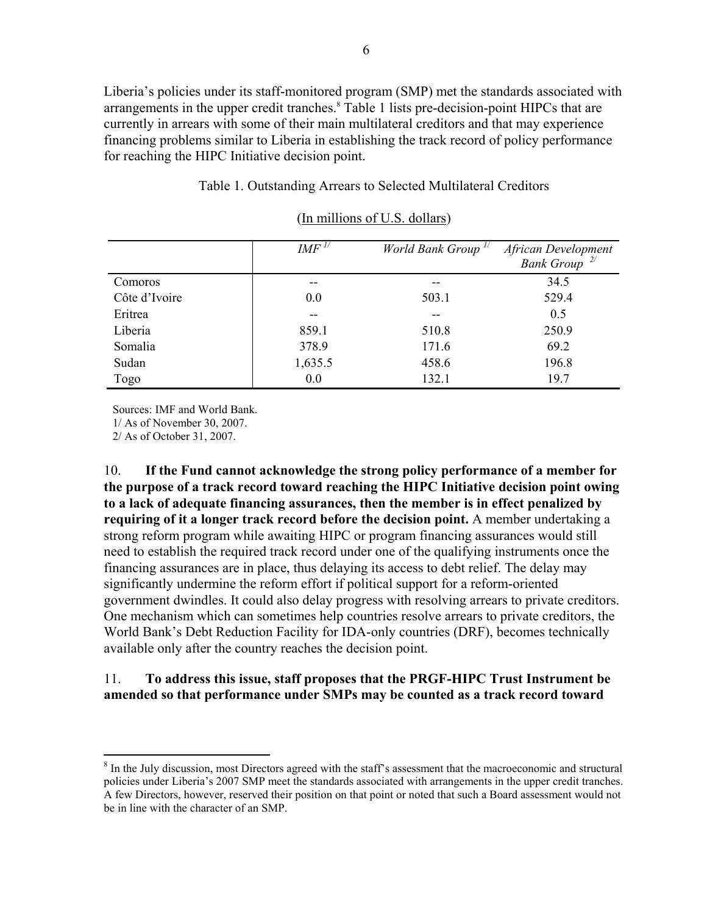Liberia's policies under its staff-monitored program (SMP) met the standards associated with arrangements in the upper credit tranches.[8] Table 1 lists pre-decision-point HIPCs that are currently in arrears with some of their main multilateral creditors and that may experience financing problems similar to Liberia in establishing the track record of policy performance for reaching the HIPC Initiative decision point.

Table 1. Outstanding Arrears to Selected Multilateral Creditors

(In millions of U.S. dollars)

| | *IMF* [1/] | *World Bank Group* [1/] | *African Development Bank Group* [2/] |
|---|---|---|---|
| Comoros | -- | -- | 34.5 |
| Côte d'Ivoire | 0.0 | 503.1 | 529.4 |
| Eritrea | -- | -- | 0.5 |
| Liberia | 859.1 | 510.8 | 250.9 |
| Somalia | 378.9 | 171.6 | 69.2 |
| Sudan | 1,635.5 | 458.6 | 196.8 |
| Togo | 0.0 | 132.1 | 19.7 |

Sources: IMF and World Bank.
1/ As of November 30, 2007.
2/ As of October 31, 2007.

10. **If the Fund cannot acknowledge the strong policy performance of a member for the purpose of a track record toward reaching the HIPC Initiative decision point owing to a lack of adequate financing assurances, then the member is in effect penalized by requiring of it a longer track record before the decision point.** A member undertaking a strong reform program while awaiting HIPC or program financing assurances would still need to establish the required track record under one of the qualifying instruments once the financing assurances are in place, thus delaying its access to debt relief. The delay may significantly undermine the reform effort if political support for a reform-oriented government dwindles. It could also delay progress with resolving arrears to private creditors. One mechanism which can sometimes help countries resolve arrears to private creditors, the World Bank's Debt Reduction Facility for IDA-only countries (DRF), becomes technically available only after the country reaches the decision point.

11. **To address this issue, staff proposes that the PRGF-HIPC Trust Instrument be amended so that performance under SMPs may be counted as a track record toward**

[8] In the July discussion, most Directors agreed with the staff's assessment that the macroeconomic and structural policies under Liberia's 2007 SMP meet the standards associated with arrangements in the upper credit tranches. A few Directors, however, reserved their position on that point or noted that such a Board assessment would not be in line with the character of an SMP.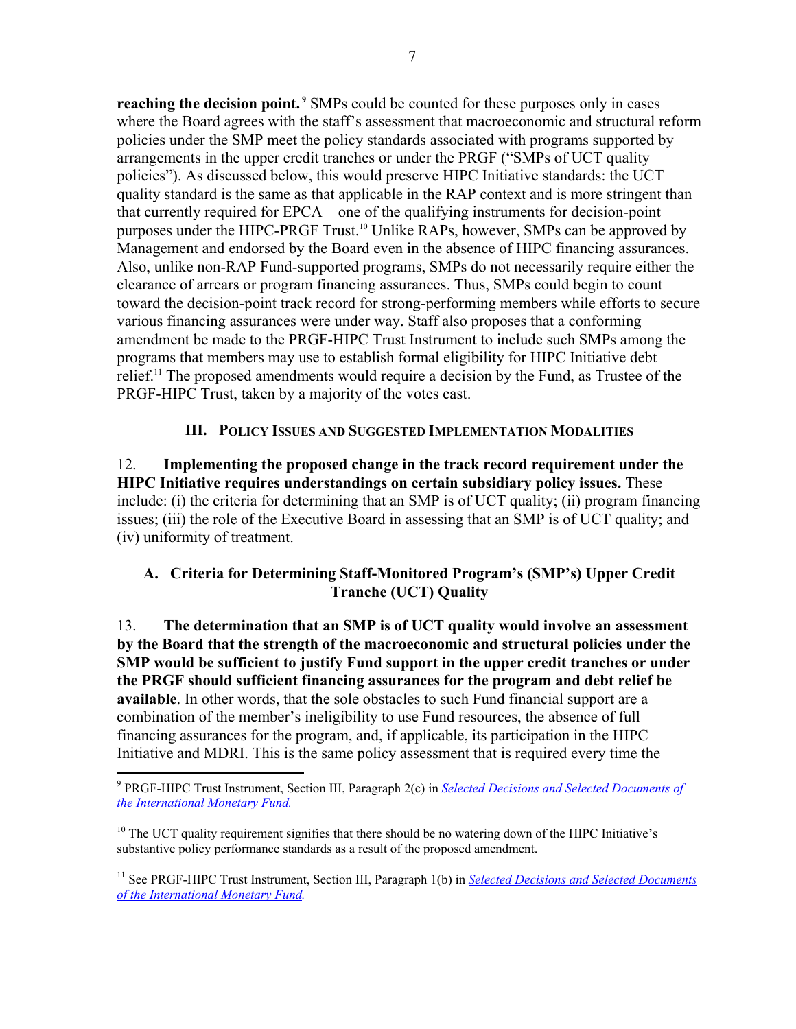**reaching the decision point.**[9] SMPs could be counted for these purposes only in cases where the Board agrees with the staff's assessment that macroeconomic and structural reform policies under the SMP meet the policy standards associated with programs supported by arrangements in the upper credit tranches or under the PRGF ("SMPs of UCT quality policies"). As discussed below, this would preserve HIPC Initiative standards: the UCT quality standard is the same as that applicable in the RAP context and is more stringent than that currently required for EPCA—one of the qualifying instruments for decision-point purposes under the HIPC-PRGF Trust.[10] Unlike RAPs, however, SMPs can be approved by Management and endorsed by the Board even in the absence of HIPC financing assurances. Also, unlike non-RAP Fund-supported programs, SMPs do not necessarily require either the clearance of arrears or program financing assurances. Thus, SMPs could begin to count toward the decision-point track record for strong-performing members while efforts to secure various financing assurances were under way. Staff also proposes that a conforming amendment be made to the PRGF-HIPC Trust Instrument to include such SMPs among the programs that members may use to establish formal eligibility for HIPC Initiative debt relief.[11] The proposed amendments would require a decision by the Fund, as Trustee of the PRGF-HIPC Trust, taken by a majority of the votes cast.

## III. Policy Issues and Suggested Implementation Modalities

12. **Implementing the proposed change in the track record requirement under the HIPC Initiative requires understandings on certain subsidiary policy issues.** These include: (i) the criteria for determining that an SMP is of UCT quality; (ii) program financing issues; (iii) the role of the Executive Board in assessing that an SMP is of UCT quality; and (iv) uniformity of treatment.

### A. Criteria for Determining Staff-Monitored Program's (SMP's) Upper Credit Tranche (UCT) Quality

13. **The determination that an SMP is of UCT quality would involve an assessment by the Board that the strength of the macroeconomic and structural policies under the SMP would be sufficient to justify Fund support in the upper credit tranches or under the PRGF should sufficient financing assurances for the program and debt relief be available**. In other words, that the sole obstacles to such Fund financial support are a combination of the member's ineligibility to use Fund resources, the absence of full financing assurances for the program, and, if applicable, its participation in the HIPC Initiative and MDRI. This is the same policy assessment that is required every time the

---

[9] PRGF-HIPC Trust Instrument, Section III, Paragraph 2(c) in *Selected Decisions and Selected Documents of the International Monetary Fund.*

[10] The UCT quality requirement signifies that there should be no watering down of the HIPC Initiative's substantive policy performance standards as a result of the proposed amendment.

[11] See PRGF-HIPC Trust Instrument, Section III, Paragraph 1(b) in *Selected Decisions and Selected Documents of the International Monetary Fund.*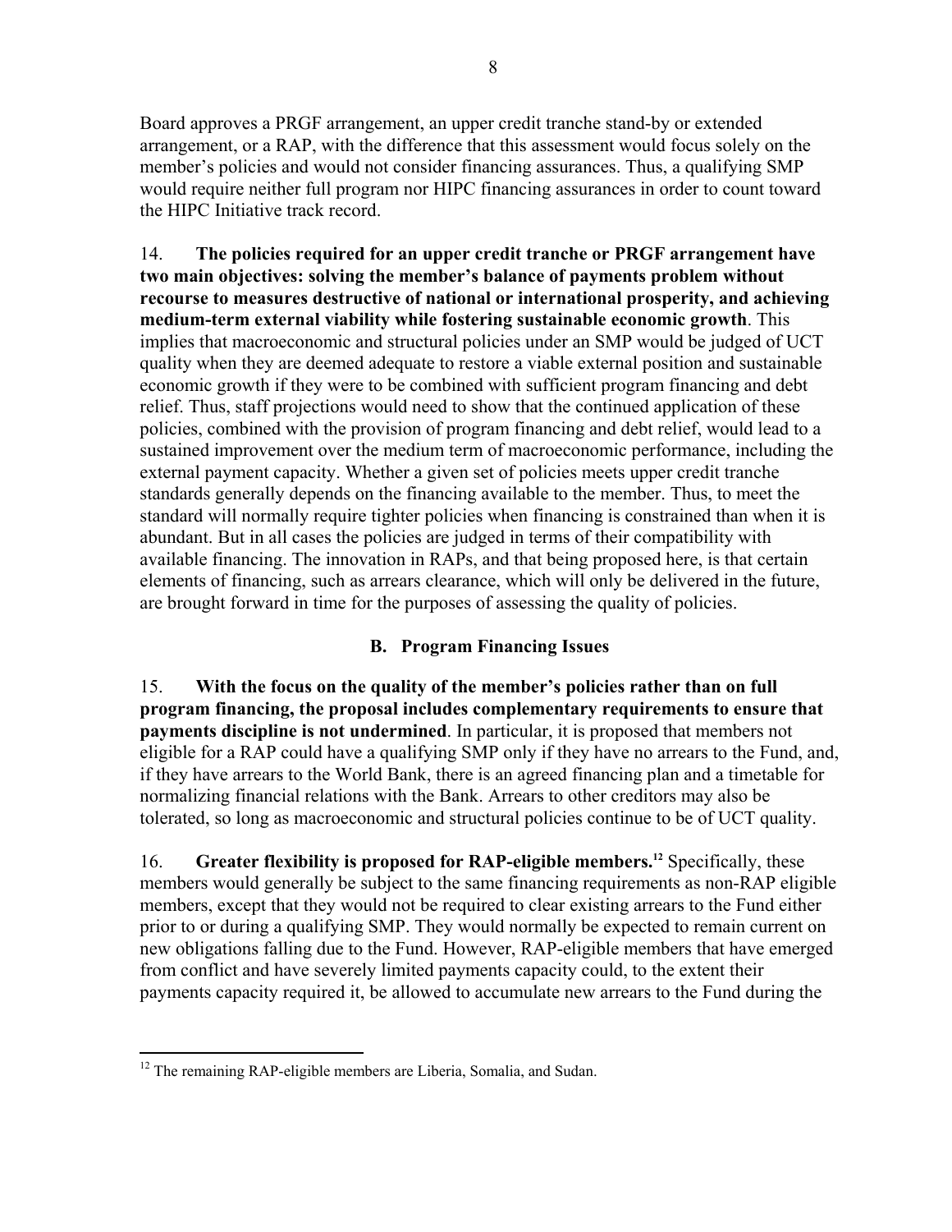Board approves a PRGF arrangement, an upper credit tranche stand-by or extended arrangement, or a RAP, with the difference that this assessment would focus solely on the member's policies and would not consider financing assurances. Thus, a qualifying SMP would require neither full program nor HIPC financing assurances in order to count toward the HIPC Initiative track record.

14. **The policies required for an upper credit tranche or PRGF arrangement have two main objectives: solving the member's balance of payments problem without recourse to measures destructive of national or international prosperity, and achieving medium-term external viability while fostering sustainable economic growth**. This implies that macroeconomic and structural policies under an SMP would be judged of UCT quality when they are deemed adequate to restore a viable external position and sustainable economic growth if they were to be combined with sufficient program financing and debt relief. Thus, staff projections would need to show that the continued application of these policies, combined with the provision of program financing and debt relief, would lead to a sustained improvement over the medium term of macroeconomic performance, including the external payment capacity. Whether a given set of policies meets upper credit tranche standards generally depends on the financing available to the member. Thus, to meet the standard will normally require tighter policies when financing is constrained than when it is abundant. But in all cases the policies are judged in terms of their compatibility with available financing. The innovation in RAPs, and that being proposed here, is that certain elements of financing, such as arrears clearance, which will only be delivered in the future, are brought forward in time for the purposes of assessing the quality of policies.

### B. Program Financing Issues

15. **With the focus on the quality of the member's policies rather than on full program financing, the proposal includes complementary requirements to ensure that payments discipline is not undermined**. In particular, it is proposed that members not eligible for a RAP could have a qualifying SMP only if they have no arrears to the Fund, and, if they have arrears to the World Bank, there is an agreed financing plan and a timetable for normalizing financial relations with the Bank. Arrears to other creditors may also be tolerated, so long as macroeconomic and structural policies continue to be of UCT quality.

16. **Greater flexibility is proposed for RAP-eligible members.**[12] Specifically, these members would generally be subject to the same financing requirements as non-RAP eligible members, except that they would not be required to clear existing arrears to the Fund either prior to or during a qualifying SMP. They would normally be expected to remain current on new obligations falling due to the Fund. However, RAP-eligible members that have emerged from conflict and have severely limited payments capacity could, to the extent their payments capacity required it, be allowed to accumulate new arrears to the Fund during the

[12] The remaining RAP-eligible members are Liberia, Somalia, and Sudan.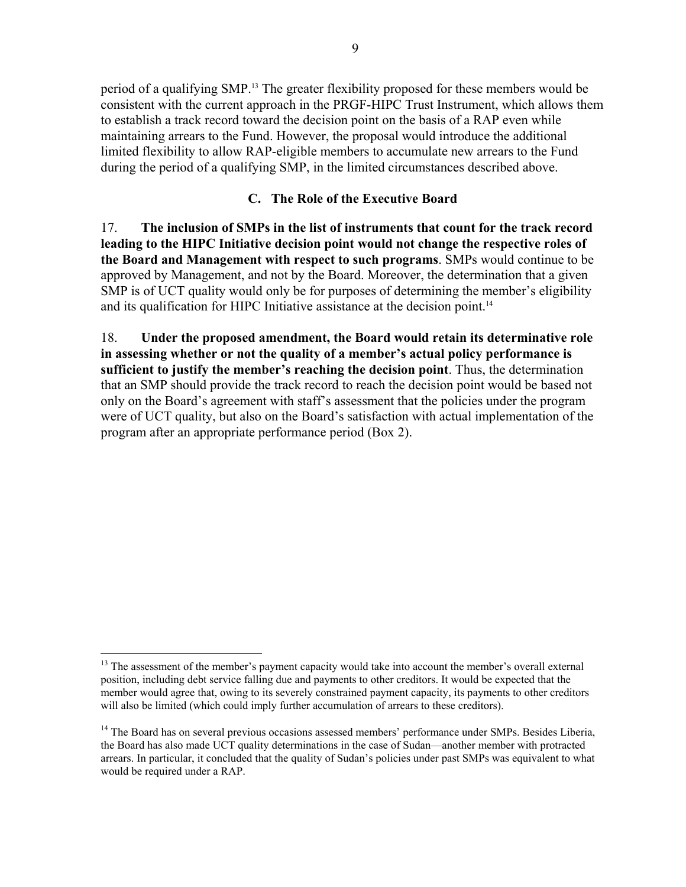period of a qualifying SMP.[13] The greater flexibility proposed for these members would be consistent with the current approach in the PRGF-HIPC Trust Instrument, which allows them to establish a track record toward the decision point on the basis of a RAP even while maintaining arrears to the Fund. However, the proposal would introduce the additional limited flexibility to allow RAP-eligible members to accumulate new arrears to the Fund during the period of a qualifying SMP, in the limited circumstances described above.

## C. The Role of the Executive Board

17. **The inclusion of SMPs in the list of instruments that count for the track record leading to the HIPC Initiative decision point would not change the respective roles of the Board and Management with respect to such programs**. SMPs would continue to be approved by Management, and not by the Board. Moreover, the determination that a given SMP is of UCT quality would only be for purposes of determining the member's eligibility and its qualification for HIPC Initiative assistance at the decision point.[14]

18. **Under the proposed amendment, the Board would retain its determinative role in assessing whether or not the quality of a member's actual policy performance is sufficient to justify the member's reaching the decision point**. Thus, the determination that an SMP should provide the track record to reach the decision point would be based not only on the Board's agreement with staff's assessment that the policies under the program were of UCT quality, but also on the Board's satisfaction with actual implementation of the program after an appropriate performance period (Box 2).

---

[13] The assessment of the member's payment capacity would take into account the member's overall external position, including debt service falling due and payments to other creditors. It would be expected that the member would agree that, owing to its severely constrained payment capacity, its payments to other creditors will also be limited (which could imply further accumulation of arrears to these creditors).

[14] The Board has on several previous occasions assessed members' performance under SMPs. Besides Liberia, the Board has also made UCT quality determinations in the case of Sudan—another member with protracted arrears. In particular, it concluded that the quality of Sudan's policies under past SMPs was equivalent to what would be required under a RAP.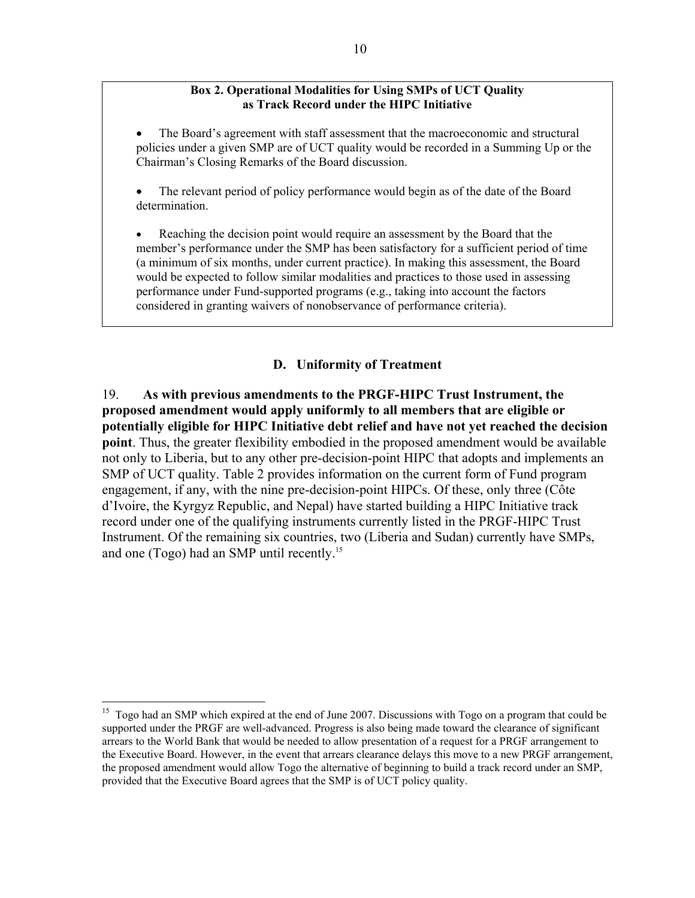**Box 2. Operational Modalities for Using SMPs of UCT Quality as Track Record under the HIPC Initiative**

- The Board's agreement with staff assessment that the macroeconomic and structural policies under a given SMP are of UCT quality would be recorded in a Summing Up or the Chairman's Closing Remarks of the Board discussion.

- The relevant period of policy performance would begin as of the date of the Board determination.

- Reaching the decision point would require an assessment by the Board that the member's performance under the SMP has been satisfactory for a sufficient period of time (a minimum of six months, under current practice). In making this assessment, the Board would be expected to follow similar modalities and practices to those used in assessing performance under Fund-supported programs (e.g., taking into account the factors considered in granting waivers of nonobservance of performance criteria).

## D. Uniformity of Treatment

19. **As with previous amendments to the PRGF-HIPC Trust Instrument, the proposed amendment would apply uniformly to all members that are eligible or potentially eligible for HIPC Initiative debt relief and have not yet reached the decision point**. Thus, the greater flexibility embodied in the proposed amendment would be available not only to Liberia, but to any other pre-decision-point HIPC that adopts and implements an SMP of UCT quality. Table 2 provides information on the current form of Fund program engagement, if any, with the nine pre-decision-point HIPCs. Of these, only three (Côte d'Ivoire, the Kyrgyz Republic, and Nepal) have started building a HIPC Initiative track record under one of the qualifying instruments currently listed in the PRGF-HIPC Trust Instrument. Of the remaining six countries, two (Liberia and Sudan) currently have SMPs, and one (Togo) had an SMP until recently.[15]

[15] Togo had an SMP which expired at the end of June 2007. Discussions with Togo on a program that could be supported under the PRGF are well-advanced. Progress is also being made toward the clearance of significant arrears to the World Bank that would be needed to allow presentation of a request for a PRGF arrangement to the Executive Board. However, in the event that arrears clearance delays this move to a new PRGF arrangement, the proposed amendment would allow Togo the alternative of beginning to build a track record under an SMP, provided that the Executive Board agrees that the SMP is of UCT policy quality.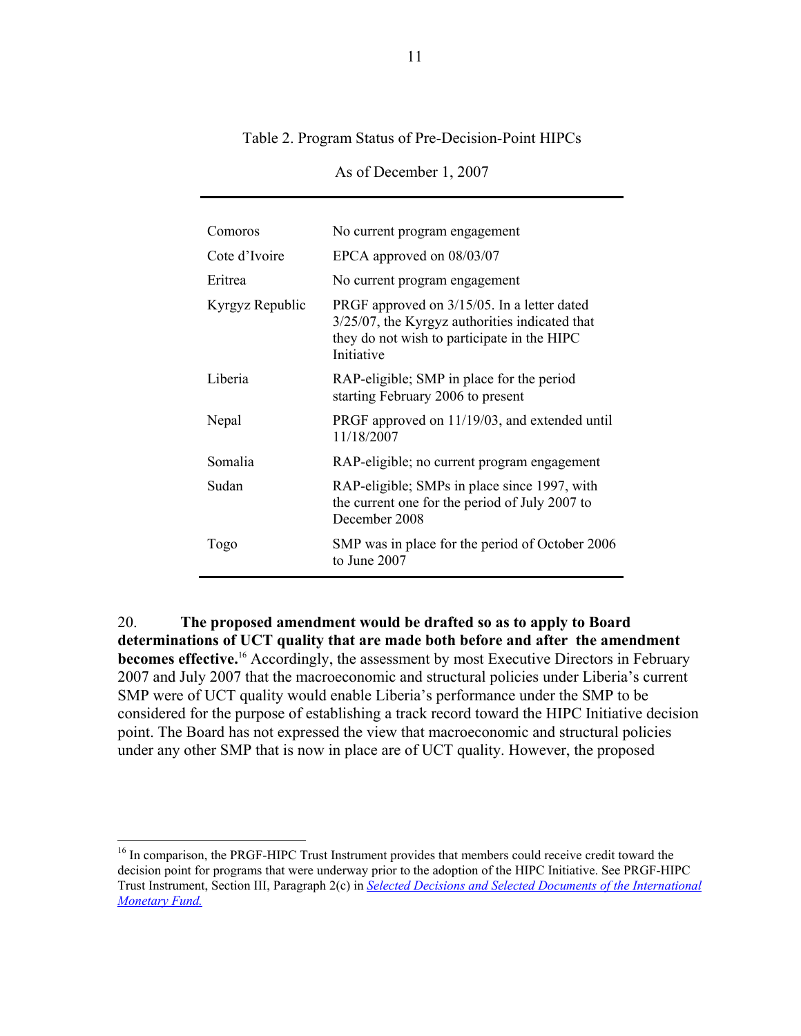Table 2. Program Status of Pre-Decision-Point HIPCs

As of December 1, 2007

| | |
|---|---|
| Comoros | No current program engagement |
| Cote d'Ivoire | EPCA approved on 08/03/07 |
| Eritrea | No current program engagement |
| Kyrgyz Republic | PRGF approved on 3/15/05. In a letter dated 3/25/07, the Kyrgyz authorities indicated that they do not wish to participate in the HIPC Initiative |
| Liberia | RAP-eligible; SMP in place for the period starting February 2006 to present |
| Nepal | PRGF approved on 11/19/03, and extended until 11/18/2007 |
| Somalia | RAP-eligible; no current program engagement |
| Sudan | RAP-eligible; SMPs in place since 1997, with the current one for the period of July 2007 to December 2008 |
| Togo | SMP was in place for the period of October 2006 to June 2007 |

20. **The proposed amendment would be drafted so as to apply to Board determinations of UCT quality that are made both before and after the amendment becomes effective.**[16] Accordingly, the assessment by most Executive Directors in February 2007 and July 2007 that the macroeconomic and structural policies under Liberia's current SMP were of UCT quality would enable Liberia's performance under the SMP to be considered for the purpose of establishing a track record toward the HIPC Initiative decision point. The Board has not expressed the view that macroeconomic and structural policies under any other SMP that is now in place are of UCT quality. However, the proposed

[16] In comparison, the PRGF-HIPC Trust Instrument provides that members could receive credit toward the decision point for programs that were underway prior to the adoption of the HIPC Initiative. See PRGF-HIPC Trust Instrument, Section III, Paragraph 2(c) in *Selected Decisions and Selected Documents of the International Monetary Fund.*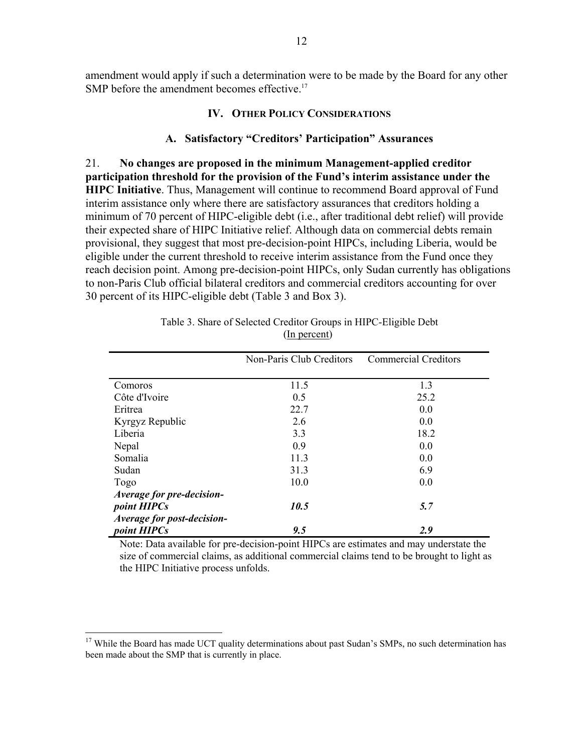amendment would apply if such a determination were to be made by the Board for any other SMP before the amendment becomes effective.[17]

## IV. Other Policy Considerations

### A. Satisfactory "Creditors' Participation" Assurances

21. **No changes are proposed in the minimum Management-applied creditor participation threshold for the provision of the Fund's interim assistance under the HIPC Initiative**. Thus, Management will continue to recommend Board approval of Fund interim assistance only where there are satisfactory assurances that creditors holding a minimum of 70 percent of HIPC-eligible debt (i.e., after traditional debt relief) will provide their expected share of HIPC Initiative relief. Although data on commercial debts remain provisional, they suggest that most pre-decision-point HIPCs, including Liberia, would be eligible under the current threshold to receive interim assistance from the Fund once they reach decision point. Among pre-decision-point HIPCs, only Sudan currently has obligations to non-Paris Club official bilateral creditors and commercial creditors accounting for over 30 percent of its HIPC-eligible debt (Table 3 and Box 3).

Table 3. Share of Selected Creditor Groups in HIPC-Eligible Debt
(In percent)

| | Non-Paris Club Creditors | Commercial Creditors |
|---|---|---|
| Comoros | 11.5 | 1.3 |
| Côte d'Ivoire | 0.5 | 25.2 |
| Eritrea | 22.7 | 0.0 |
| Kyrgyz Republic | 2.6 | 0.0 |
| Liberia | 3.3 | 18.2 |
| Nepal | 0.9 | 0.0 |
| Somalia | 11.3 | 0.0 |
| Sudan | 31.3 | 6.9 |
| Togo | 10.0 | 0.0 |
| ***Average for pre-decision-point HIPCs*** | ***10.5*** | ***5.7*** |
| ***Average for post-decision-point HIPCs*** | ***9.5*** | ***2.9*** |

Note: Data available for pre-decision-point HIPCs are estimates and may understate the size of commercial claims, as additional commercial claims tend to be brought to light as the HIPC Initiative process unfolds.

[17] While the Board has made UCT quality determinations about past Sudan's SMPs, no such determination has been made about the SMP that is currently in place.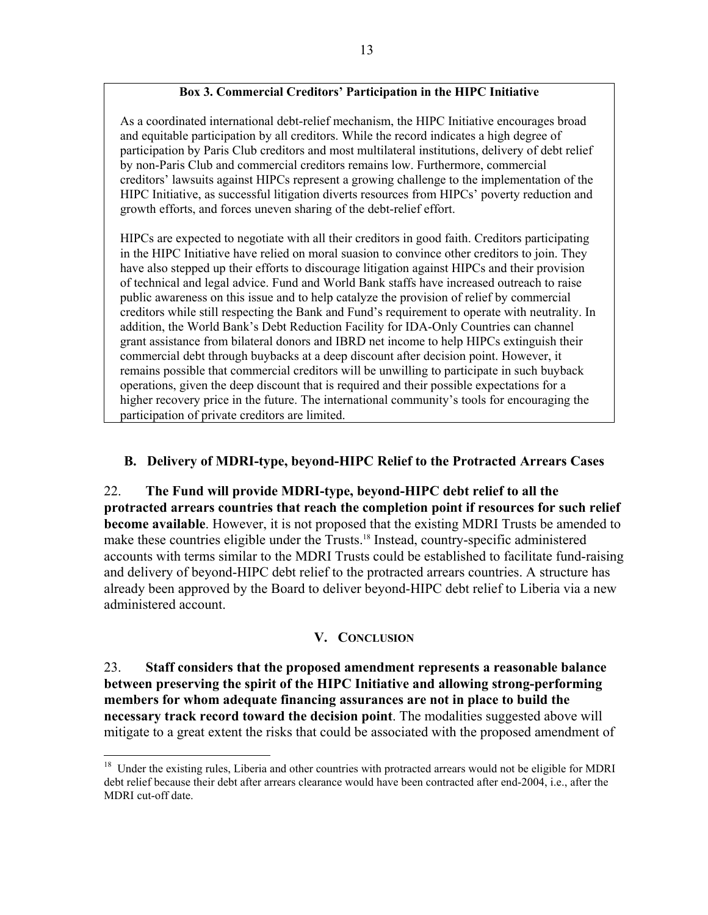**Box 3. Commercial Creditors' Participation in the HIPC Initiative**

As a coordinated international debt-relief mechanism, the HIPC Initiative encourages broad and equitable participation by all creditors. While the record indicates a high degree of participation by Paris Club creditors and most multilateral institutions, delivery of debt relief by non-Paris Club and commercial creditors remains low. Furthermore, commercial creditors' lawsuits against HIPCs represent a growing challenge to the implementation of the HIPC Initiative, as successful litigation diverts resources from HIPCs' poverty reduction and growth efforts, and forces uneven sharing of the debt-relief effort.

HIPCs are expected to negotiate with all their creditors in good faith. Creditors participating in the HIPC Initiative have relied on moral suasion to convince other creditors to join. They have also stepped up their efforts to discourage litigation against HIPCs and their provision of technical and legal advice. Fund and World Bank staffs have increased outreach to raise public awareness on this issue and to help catalyze the provision of relief by commercial creditors while still respecting the Bank and Fund's requirement to operate with neutrality. In addition, the World Bank's Debt Reduction Facility for IDA-Only Countries can channel grant assistance from bilateral donors and IBRD net income to help HIPCs extinguish their commercial debt through buybacks at a deep discount after decision point. However, it remains possible that commercial creditors will be unwilling to participate in such buyback operations, given the deep discount that is required and their possible expectations for a higher recovery price in the future. The international community's tools for encouraging the participation of private creditors are limited.

## B. Delivery of MDRI-type, beyond-HIPC Relief to the Protracted Arrears Cases

22. **The Fund will provide MDRI-type, beyond-HIPC debt relief to all the protracted arrears countries that reach the completion point if resources for such relief become available**. However, it is not proposed that the existing MDRI Trusts be amended to make these countries eligible under the Trusts.[18] Instead, country-specific administered accounts with terms similar to the MDRI Trusts could be established to facilitate fund-raising and delivery of beyond-HIPC debt relief to the protracted arrears countries. A structure has already been approved by the Board to deliver beyond-HIPC debt relief to Liberia via a new administered account.

## V. Conclusion

23. **Staff considers that the proposed amendment represents a reasonable balance between preserving the spirit of the HIPC Initiative and allowing strong-performing members for whom adequate financing assurances are not in place to build the necessary track record toward the decision point**. The modalities suggested above will mitigate to a great extent the risks that could be associated with the proposed amendment of

[18] Under the existing rules, Liberia and other countries with protracted arrears would not be eligible for MDRI debt relief because their debt after arrears clearance would have been contracted after end-2004, i.e., after the MDRI cut-off date.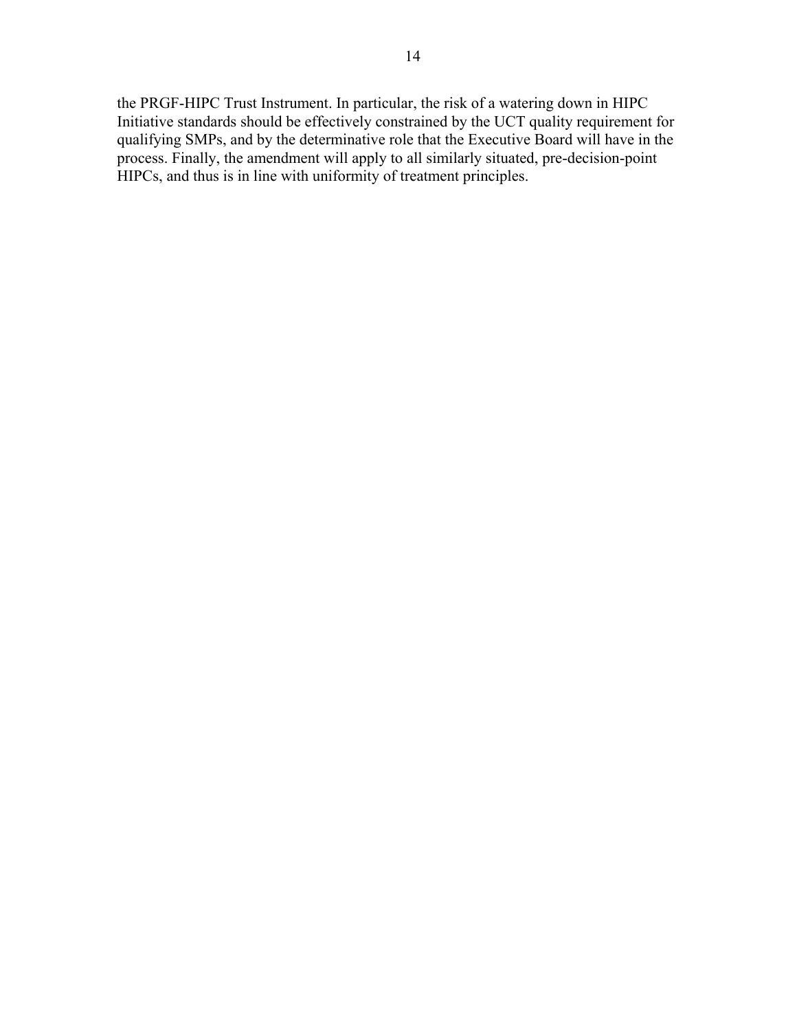the PRGF-HIPC Trust Instrument. In particular, the risk of a watering down in HIPC Initiative standards should be effectively constrained by the UCT quality requirement for qualifying SMPs, and by the determinative role that the Executive Board will have in the process. Finally, the amendment will apply to all similarly situated, pre-decision-point HIPCs, and thus is in line with uniformity of treatment principles.